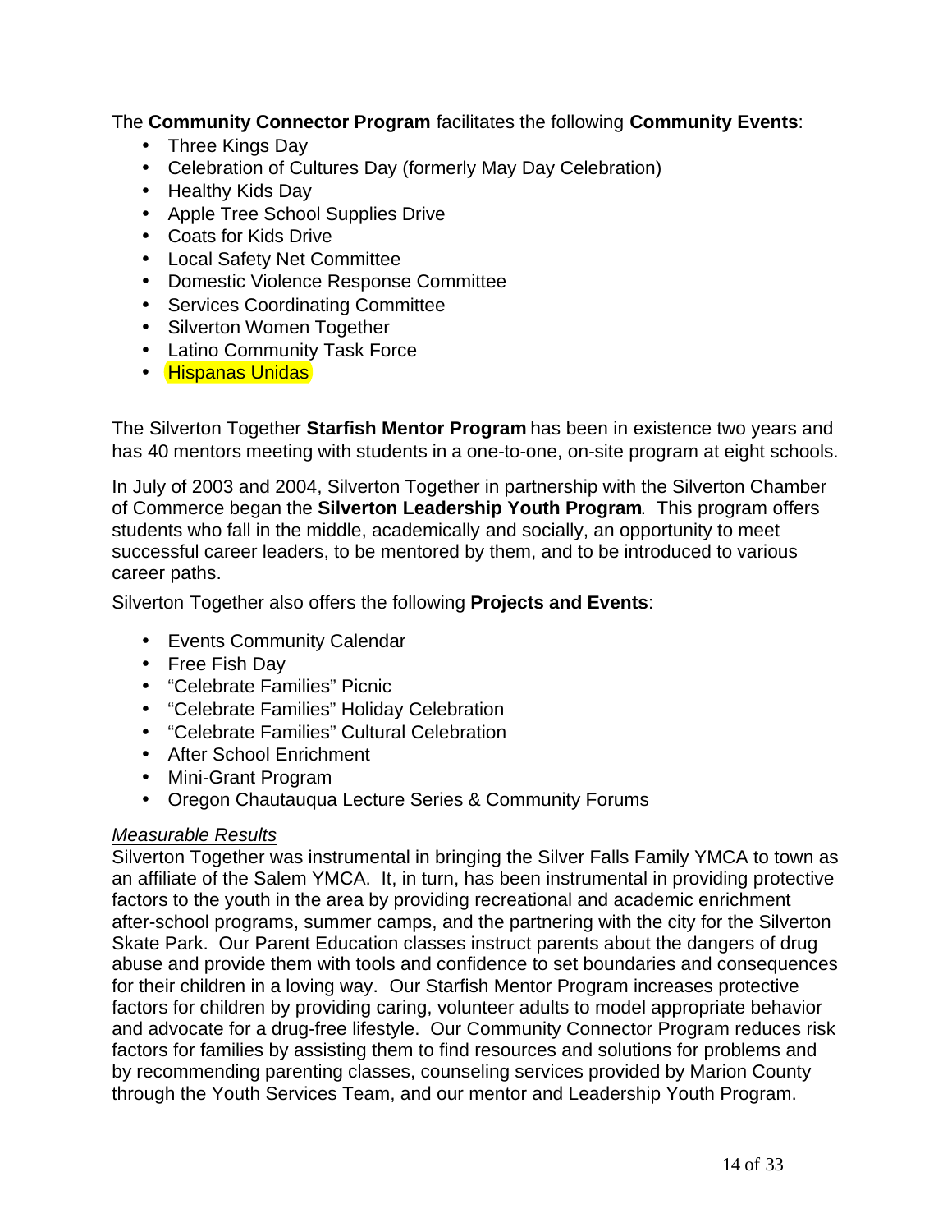The **Community Connector Program** facilitates the following **Community Events**:

- Three Kings Day
- Celebration of Cultures Day (formerly May Day Celebration)
- Healthy Kids Day
- Apple Tree School Supplies Drive
- Coats for Kids Drive
- Local Safety Net Committee
- Domestic Violence Response Committee
- Services Coordinating Committee
- Silverton Women Together
- Latino Community Task Force
- Hispanas Unidas

The Silverton Together **Starfish Mentor Program** has been in existence two years and has 40 mentors meeting with students in a one-to-one, on-site program at eight schools.

In July of 2003 and 2004, Silverton Together in partnership with the Silverton Chamber of Commerce began the **Silverton Leadership Youth Program**. This program offers students who fall in the middle, academically and socially, an opportunity to meet successful career leaders, to be mentored by them, and to be introduced to various career paths.

Silverton Together also offers the following **Projects and Events**:

- Events Community Calendar
- Free Fish Day
- "Celebrate Families" Picnic
- "Celebrate Families" Holiday Celebration
- "Celebrate Families" Cultural Celebration
- After School Enrichment
- Mini-Grant Program
- Oregon Chautauqua Lecture Series & Community Forums

*Measurable Results*

Silverton Together was instrumental in bringing the Silver Falls Family YMCA to town as an affiliate of the Salem YMCA. It, in turn, has been instrumental in providing protective factors to the youth in the area by providing recreational and academic enrichment after-school programs, summer camps, and the partnering with the city for the Silverton Skate Park. Our Parent Education classes instruct parents about the dangers of drug abuse and provide them with tools and confidence to set boundaries and consequences for their children in a loving way. Our Starfish Mentor Program increases protective factors for children by providing caring, volunteer adults to model appropriate behavior and advocate for a drug-free lifestyle. Our Community Connector Program reduces risk factors for families by assisting them to find resources and solutions for problems and by recommending parenting classes, counseling services provided by Marion County through the Youth Services Team, and our mentor and Leadership Youth Program.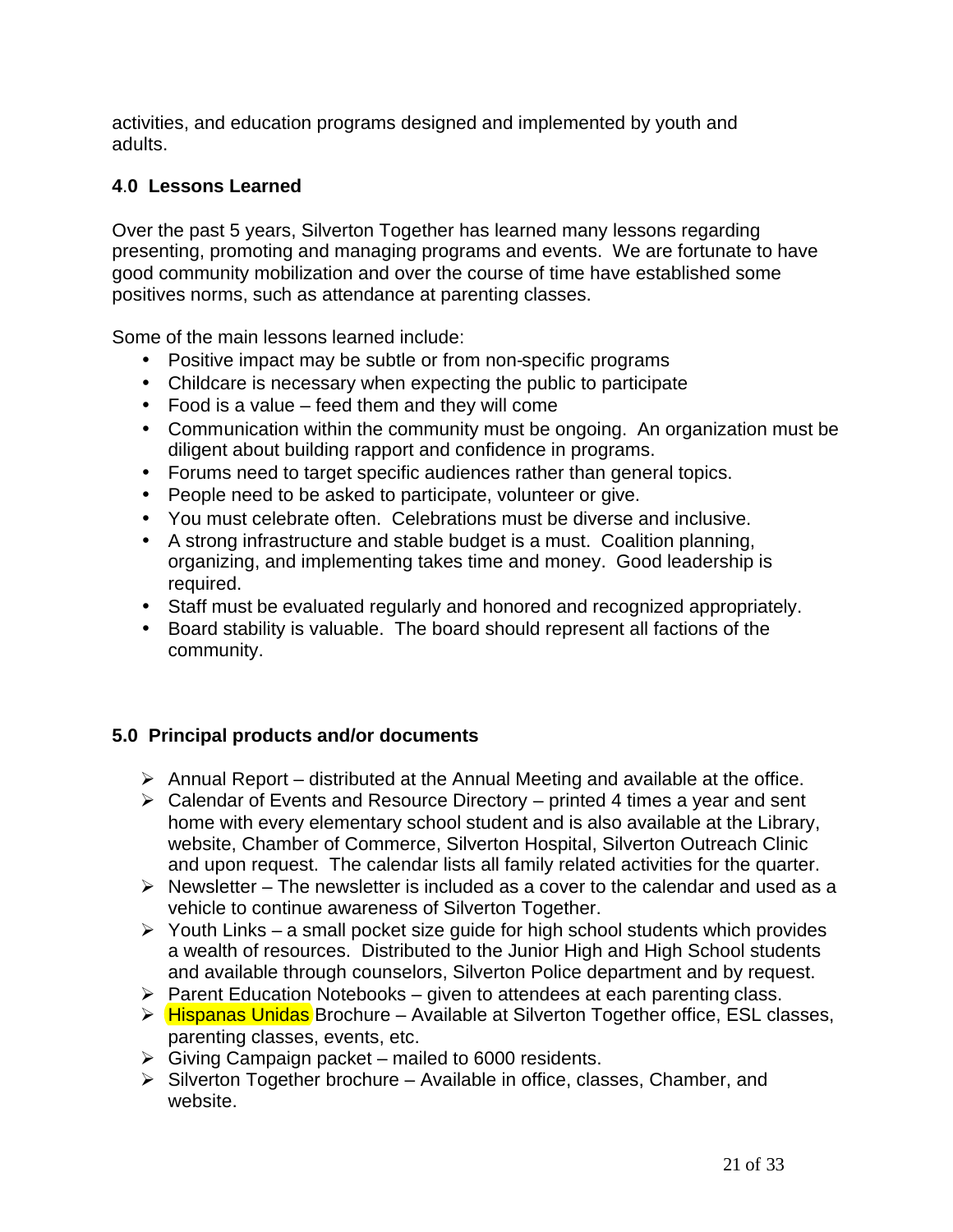activities, and education programs designed and implemented by youth and adults.

## 4.0 Lessons Learned

Over the past 5 years, Silverton Together has learned many lessons regarding presenting, promoting and managing programs and events. We are fortunate to have good community mobilization and over the course of time have established some positives norms, such as attendance at parenting classes.

Some of the main lessons learned include:

- Positive impact may be subtle or from non-specific programs
- Childcare is necessary when expecting the public to participate
- Food is a value – feed them and they will come
- Communication within the community must be ongoing. An organization must be diligent about building rapport and confidence in programs.
- Forums need to target specific audiences rather than general topics.
- People need to be asked to participate, volunteer or give.
- You must celebrate often. Celebrations must be diverse and inclusive.
- A strong infrastructure and stable budget is a must. Coalition planning, organizing, and implementing takes time and money. Good leadership is required.
- Staff must be evaluated regularly and honored and recognized appropriately.
- Board stability is valuable. The board should represent all factions of the community.

## 5.0 Principal products and/or documents

- Annual Report – distributed at the Annual Meeting and available at the office.
- Calendar of Events and Resource Directory – printed 4 times a year and sent home with every elementary school student and is also available at the Library, website, Chamber of Commerce, Silverton Hospital, Silverton Outreach Clinic and upon request. The calendar lists all family related activities for the quarter.
- Newsletter – The newsletter is included as a cover to the calendar and used as a vehicle to continue awareness of Silverton Together.
- Youth Links – a small pocket size guide for high school students which provides a wealth of resources. Distributed to the Junior High and High School students and available through counselors, Silverton Police department and by request.
- Parent Education Notebooks – given to attendees at each parenting class.
- Hispanas Unidas Brochure – Available at Silverton Together office, ESL classes, parenting classes, events, etc.
- Giving Campaign packet – mailed to 6000 residents.
- Silverton Together brochure – Available in office, classes, Chamber, and website.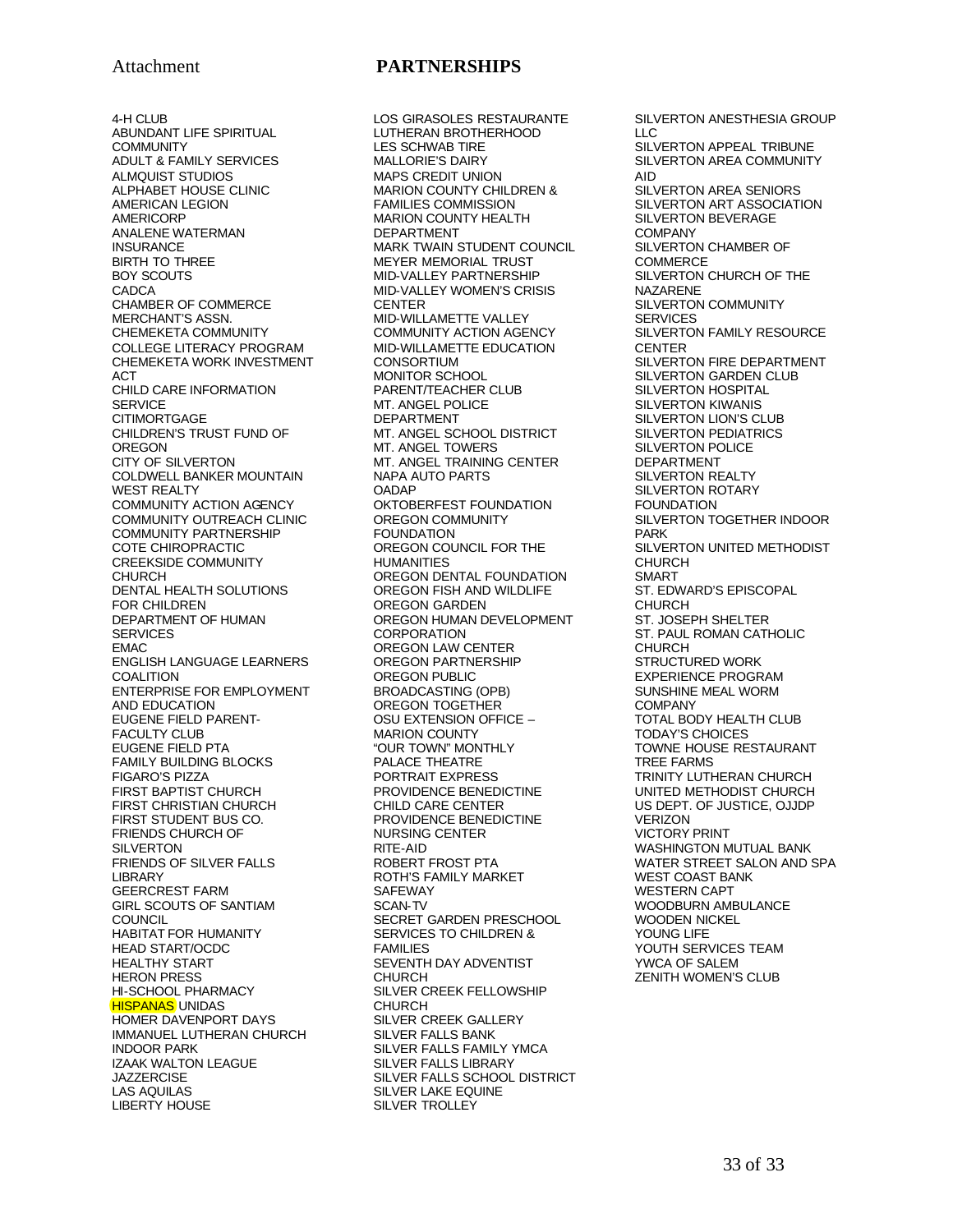Attachment

# PARTNERSHIPS

4-H CLUB
ABUNDANT LIFE SPIRITUAL COMMUNITY
ADULT & FAMILY SERVICES
ALMQUIST STUDIOS
ALPHABET HOUSE CLINIC
AMERICAN LEGION
AMERICORP
ANALENE WATERMAN INSURANCE
BIRTH TO THREE
BOY SCOUTS
CADCA
CHAMBER OF COMMERCE MERCHANT'S ASSN.
CHEMEKETA COMMUNITY COLLEGE LITERACY PROGRAM
CHEMEKETA WORK INVESTMENT ACT
CHILD CARE INFORMATION SERVICE
CITIMORTGAGE
CHILDREN'S TRUST FUND OF OREGON
CITY OF SILVERTON
COLDWELL BANKER MOUNTAIN WEST REALTY
COMMUNITY ACTION AGENCY
COMMUNITY OUTREACH CLINIC
COMMUNITY PARTNERSHIP
COTE CHIROPRACTIC
CREEKSIDE COMMUNITY CHURCH
DENTAL HEALTH SOLUTIONS FOR CHILDREN
DEPARTMENT OF HUMAN SERVICES
EMAC
ENGLISH LANGUAGE LEARNERS COALITION
ENTERPRISE FOR EMPLOYMENT AND EDUCATION
EUGENE FIELD PARENT-FACULTY CLUB
EUGENE FIELD PTA
FAMILY BUILDING BLOCKS
FIGARO'S PIZZA
FIRST BAPTIST CHURCH
FIRST CHRISTIAN CHURCH
FIRST STUDENT BUS CO.
FRIENDS CHURCH OF SILVERTON
FRIENDS OF SILVER FALLS LIBRARY
GEERCREST FARM
GIRL SCOUTS OF SANTIAM COUNCIL
HABITAT FOR HUMANITY
HEAD START/OCDC
HEALTHY START
HERON PRESS
HI-SCHOOL PHARMACY
HISPANAS UNIDAS
HOMER DAVENPORT DAYS
IMMANUEL LUTHERAN CHURCH
INDOOR PARK
IZAAK WALTON LEAGUE
JAZZERCISE
LAS AQUILAS
LIBERTY HOUSE
LOS GIRASOLES RESTAURANTE
LUTHERAN BROTHERHOOD
LES SCHWAB TIRE
MALLORIE'S DAIRY
MAPS CREDIT UNION
MARION COUNTY CHILDREN & FAMILIES COMMISSION
MARION COUNTY HEALTH DEPARTMENT
MARK TWAIN STUDENT COUNCIL
MEYER MEMORIAL TRUST
MID-VALLEY PARTNERSHIP
MID-VALLEY WOMEN'S CRISIS CENTER
MID-WILLAMETTE VALLEY COMMUNITY ACTION AGENCY
MID-WILLAMETTE EDUCATION CONSORTIUM
MONITOR SCHOOL PARENT/TEACHER CLUB
MT. ANGEL POLICE DEPARTMENT
MT. ANGEL SCHOOL DISTRICT
MT. ANGEL TOWERS
MT. ANGEL TRAINING CENTER
NAPA AUTO PARTS
OADAP
OKTOBERFEST FOUNDATION
OREGON COMMUNITY FOUNDATION
OREGON COUNCIL FOR THE HUMANITIES
OREGON DENTAL FOUNDATION
OREGON FISH AND WILDLIFE
OREGON GARDEN
OREGON HUMAN DEVELOPMENT CORPORATION
OREGON LAW CENTER
OREGON PARTNERSHIP
OREGON PUBLIC BROADCASTING (OPB)
OREGON TOGETHER
OSU EXTENSION OFFICE – MARION COUNTY
"OUR TOWN" MONTHLY
PALACE THEATRE
PORTRAIT EXPRESS
PROVIDENCE BENEDICTINE CHILD CARE CENTER
PROVIDENCE BENEDICTINE NURSING CENTER
RITE-AID
ROBERT FROST PTA
ROTH'S FAMILY MARKET
SAFEWAY
SCAN-TV
SECRET GARDEN PRESCHOOL
SERVICES TO CHILDREN & FAMILIES
SEVENTH DAY ADVENTIST CHURCH
SILVER CREEK FELLOWSHIP CHURCH
SILVER CREEK GALLERY
SILVER FALLS BANK
SILVER FALLS FAMILY YMCA
SILVER FALLS LIBRARY
SILVER FALLS SCHOOL DISTRICT
SILVER LAKE EQUINE
SILVER TROLLEY
SILVERTON ANESTHESIA GROUP LLC
SILVERTON APPEAL TRIBUNE
SILVERTON AREA COMMUNITY AID
SILVERTON AREA SENIORS
SILVERTON ART ASSOCIATION
SILVERTON BEVERAGE COMPANY
SILVERTON CHAMBER OF COMMERCE
SILVERTON CHURCH OF THE NAZARENE
SILVERTON COMMUNITY SERVICES
SILVERTON FAMILY RESOURCE CENTER
SILVERTON FIRE DEPARTMENT
SILVERTON GARDEN CLUB
SILVERTON HOSPITAL
SILVERTON KIWANIS
SILVERTON LION'S CLUB
SILVERTON PEDIATRICS
SILVERTON POLICE DEPARTMENT
SILVERTON REALTY
SILVERTON ROTARY FOUNDATION
SILVERTON TOGETHER INDOOR PARK
SILVERTON UNITED METHODIST CHURCH
SMART
ST. EDWARD'S EPISCOPAL CHURCH
ST. JOSEPH SHELTER
ST. PAUL ROMAN CATHOLIC CHURCH
STRUCTURED WORK EXPERIENCE PROGRAM
SUNSHINE MEAL WORM COMPANY
TOTAL BODY HEALTH CLUB
TODAY'S CHOICES
TOWNE HOUSE RESTAURANT
TREE FARMS
TRINITY LUTHERAN CHURCH
UNITED METHODIST CHURCH
US DEPT. OF JUSTICE, OJJDP
VERIZON
VICTORY PRINT
WASHINGTON MUTUAL BANK
WATER STREET SALON AND SPA
WEST COAST BANK
WESTERN CAPT
WOODBURN AMBULANCE
WOODEN NICKEL
YOUNG LIFE
YOUTH SERVICES TEAM
YWCA OF SALEM
ZENITH WOMEN'S CLUB